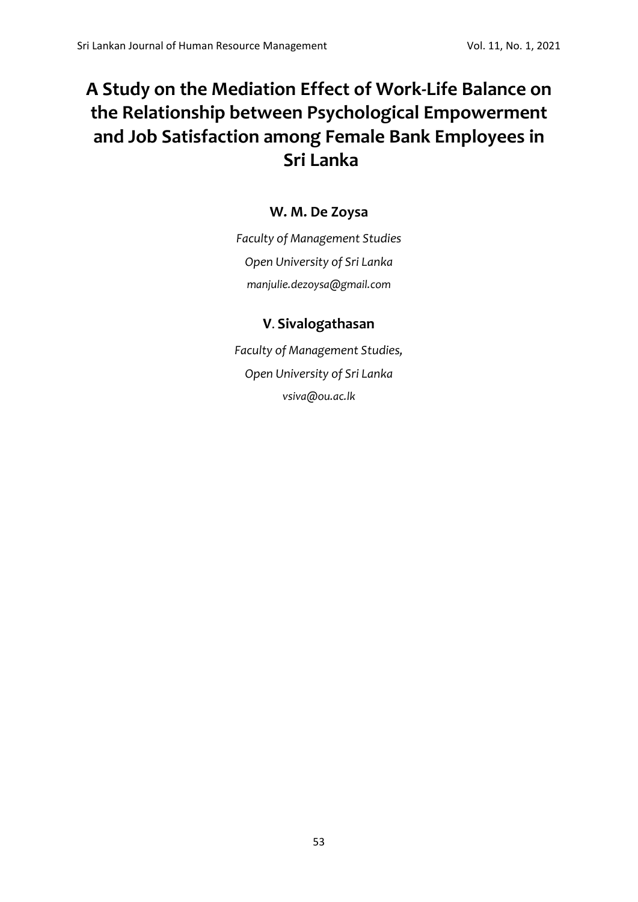# A Study on the Mediation Effect of Work-Life Balance on the Relationship between Psychological Empowerment and Job Satisfaction among Female Bank Employees in Sri Lanka

**W. M. De Zoysa**

*Faculty of Management Studies*

*Open University of Sri Lanka*

*manjulie.dezoysa@gmail.com*

**V. Sivalogathasan**

*Faculty of Management Studies,*

*Open University of Sri Lanka*

*vsiva@ou.ac.lk*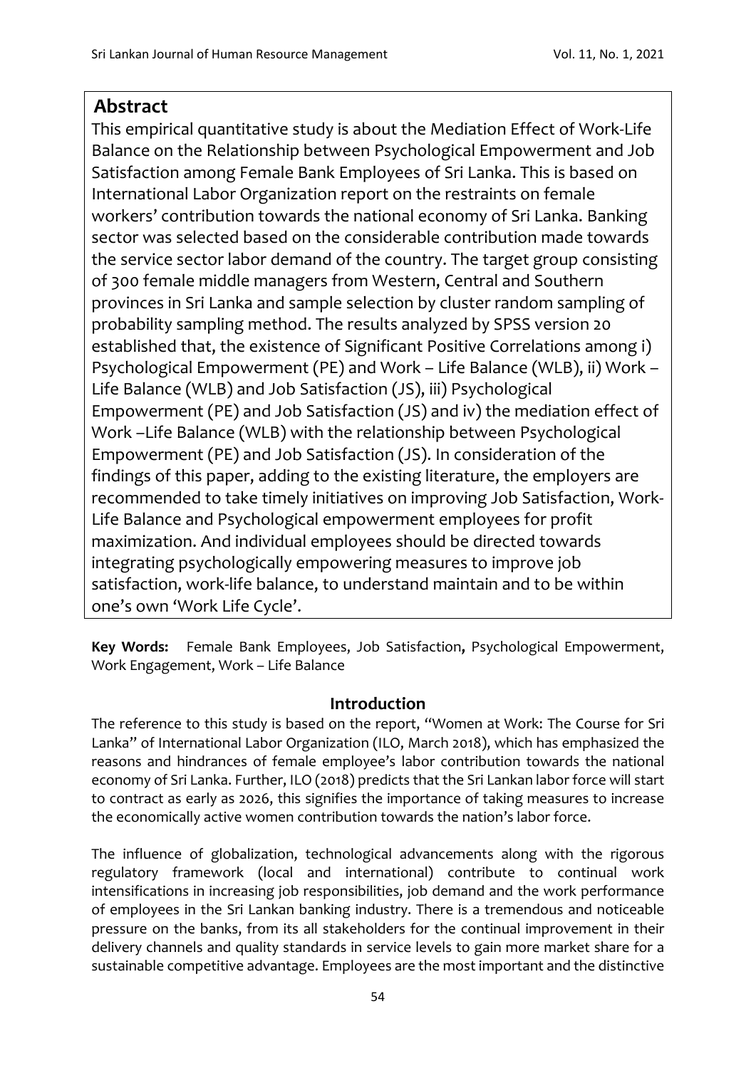## Abstract

This empirical quantitative study is about the Mediation Effect of Work-Life Balance on the Relationship between Psychological Empowerment and Job Satisfaction among Female Bank Employees of Sri Lanka. This is based on International Labor Organization report on the restraints on female workers' contribution towards the national economy of Sri Lanka. Banking sector was selected based on the considerable contribution made towards the service sector labor demand of the country. The target group consisting of 300 female middle managers from Western, Central and Southern provinces in Sri Lanka and sample selection by cluster random sampling of probability sampling method. The results analyzed by SPSS version 20 established that, the existence of Significant Positive Correlations among i) Psychological Empowerment (PE) and Work – Life Balance (WLB), ii) Work – Life Balance (WLB) and Job Satisfaction (JS), iii) Psychological Empowerment (PE) and Job Satisfaction (JS) and iv) the mediation effect of Work –Life Balance (WLB) with the relationship between Psychological Empowerment (PE) and Job Satisfaction (JS). In consideration of the findings of this paper, adding to the existing literature, the employers are recommended to take timely initiatives on improving Job Satisfaction, Work-Life Balance and Psychological empowerment employees for profit maximization. And individual employees should be directed towards integrating psychologically empowering measures to improve job satisfaction, work-life balance, to understand maintain and to be within one's own 'Work Life Cycle'.

**Key Words:** Female Bank Employees, Job Satisfaction**,** Psychological Empowerment, Work Engagement, Work – Life Balance

## Introduction

The reference to this study is based on the report, "Women at Work: The Course for Sri Lanka" of International Labor Organization (ILO, March 2018), which has emphasized the reasons and hindrances of female employee's labor contribution towards the national economy of Sri Lanka. Further, ILO (2018) predicts that the Sri Lankan labor force will start to contract as early as 2026, this signifies the importance of taking measures to increase the economically active women contribution towards the nation's labor force.

The influence of globalization, technological advancements along with the rigorous regulatory framework (local and international) contribute to continual work intensifications in increasing job responsibilities, job demand and the work performance of employees in the Sri Lankan banking industry. There is a tremendous and noticeable pressure on the banks, from its all stakeholders for the continual improvement in their delivery channels and quality standards in service levels to gain more market share for a sustainable competitive advantage. Employees are the most important and the distinctive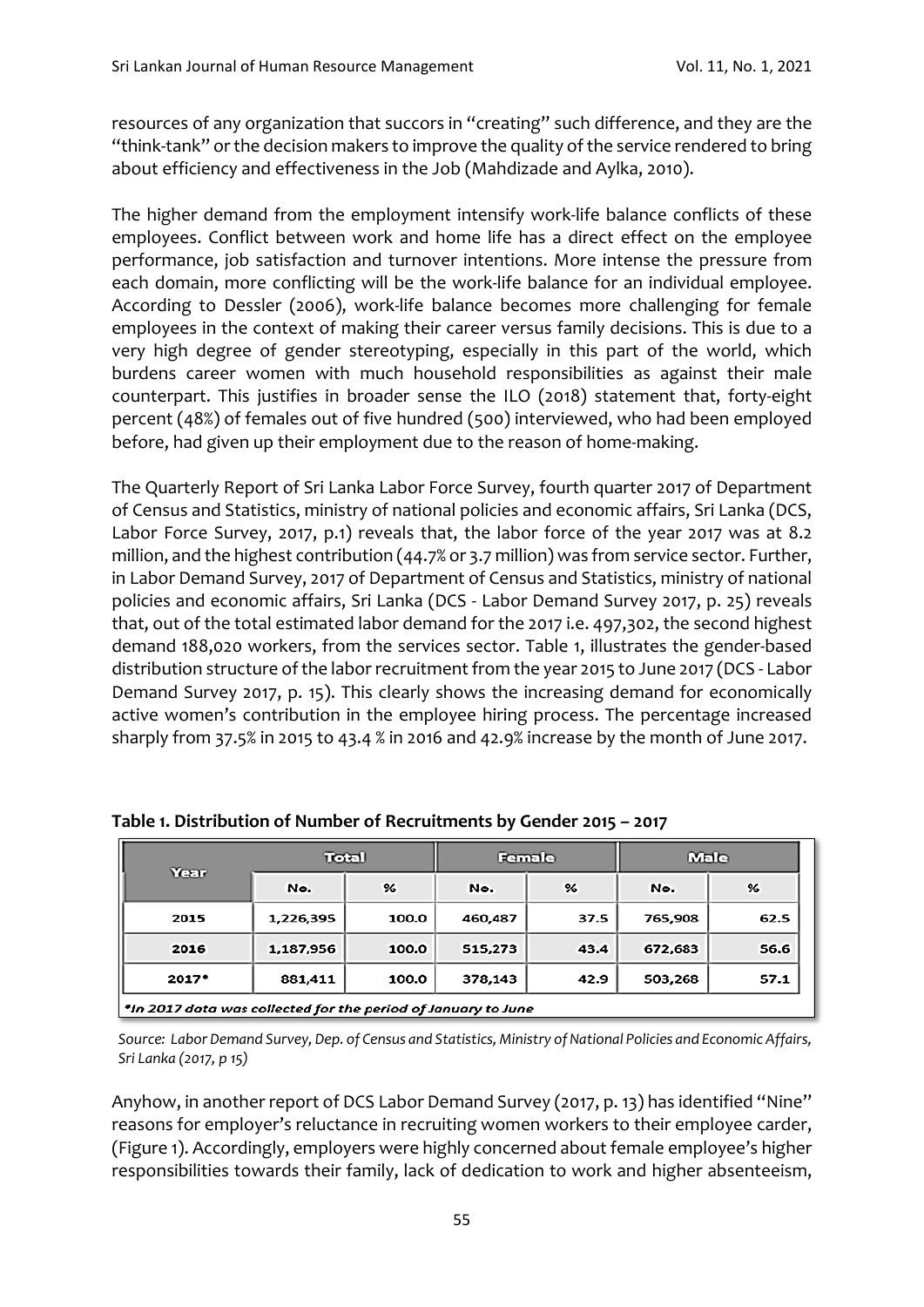resources of any organization that succors in "creating" such difference, and they are the "think-tank" or the decision makers to improve the quality of the service rendered to bring about efficiency and effectiveness in the Job (Mahdizade and Aylka, 2010).

The higher demand from the employment intensify work-life balance conflicts of these employees. Conflict between work and home life has a direct effect on the employee performance, job satisfaction and turnover intentions. More intense the pressure from each domain, more conflicting will be the work-life balance for an individual employee. According to Dessler (2006), work-life balance becomes more challenging for female employees in the context of making their career versus family decisions. This is due to a very high degree of gender stereotyping, especially in this part of the world, which burdens career women with much household responsibilities as against their male counterpart. This justifies in broader sense the ILO (2018) statement that, forty-eight percent (48%) of females out of five hundred (500) interviewed, who had been employed before, had given up their employment due to the reason of home-making.

The Quarterly Report of Sri Lanka Labor Force Survey, fourth quarter 2017 of Department of Census and Statistics, ministry of national policies and economic affairs, Sri Lanka (DCS, Labor Force Survey, 2017, p.1) reveals that, the labor force of the year 2017 was at 8.2 million, and the highest contribution (44.7% or 3.7 million) was from service sector. Further, in Labor Demand Survey, 2017 of Department of Census and Statistics, ministry of national policies and economic affairs, Sri Lanka (DCS - Labor Demand Survey 2017, p. 25) reveals that, out of the total estimated labor demand for the 2017 i.e. 497,302, the second highest demand 188,020 workers, from the services sector. Table 1, illustrates the gender-based distribution structure of the labor recruitment from the year 2015 to June 2017 (DCS - Labor Demand Survey 2017, p. 15). This clearly shows the increasing demand for economically active women's contribution in the employee hiring process. The percentage increased sharply from 37.5% in 2015 to 43.4 % in 2016 and 42.9% increase by the month of June 2017.

**Table 1. Distribution of Number of Recruitments by Gender 2015 – 2017**

| Year | Total | | Female | | Male | |
|---|---|---|---|---|---|---|
| | No. | % | No. | % | No. | % |
| 2015 | 1,226,395 | 100.0 | 460,487 | 37.5 | 765,908 | 62.5 |
| 2016 | 1,187,956 | 100.0 | 515,273 | 43.4 | 672,683 | 56.6 |
| 2017* | 881,411 | 100.0 | 378,143 | 42.9 | 503,268 | 57.1 |

*In 2017 data was collected for the period of January to June

*Source: Labor Demand Survey, Dep. of Census and Statistics, Ministry of National Policies and Economic Affairs, Sri Lanka (2017, p 15)*

Anyhow, in another report of DCS Labor Demand Survey (2017, p. 13) has identified "Nine" reasons for employer's reluctance in recruiting women workers to their employee carder, (Figure 1). Accordingly, employers were highly concerned about female employee's higher responsibilities towards their family, lack of dedication to work and higher absenteeism,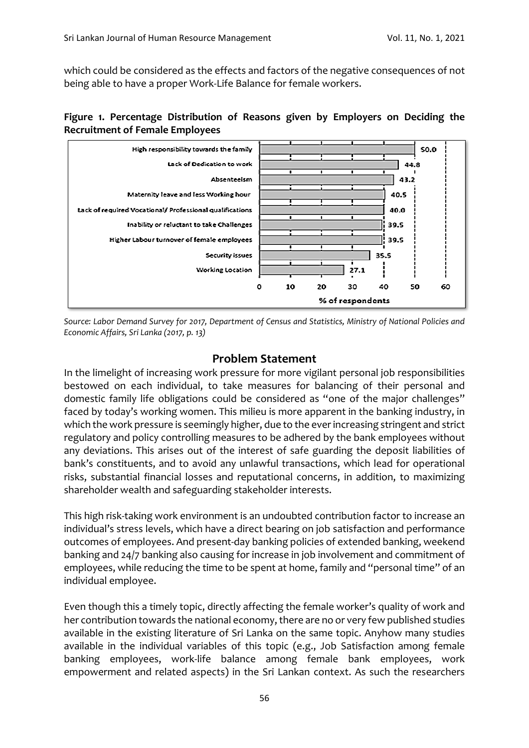which could be considered as the effects and factors of the negative consequences of not being able to have a proper Work-Life Balance for female workers.

**Figure 1. Percentage Distribution of Reasons given by Employers on Deciding the Recruitment of Female Employees**

| Reason | % of respondents |
| --- | --- |
| High responsibility towards the family | 50.0 |
| Lack of Dedication to work | 44.8 |
| Absenteeism | 43.2 |
| Maternity leave and less Working hour | 40.5 |
| Lack of required Vocational/ Professional qualifications | 40.0 |
| Inability or reluctant to take Challenges | 39.5 |
| Higher Labour turnover of female employees | 39.5 |
| Security issues | 35.5 |
| Working Location | 27.1 |

*Source: Labor Demand Survey for 2017, Department of Census and Statistics, Ministry of National Policies and Economic Affairs, Sri Lanka (2017, p. 13)*

## Problem Statement

In the limelight of increasing work pressure for more vigilant personal job responsibilities bestowed on each individual, to take measures for balancing of their personal and domestic family life obligations could be considered as "one of the major challenges" faced by today's working women. This milieu is more apparent in the banking industry, in which the work pressure is seemingly higher, due to the ever increasing stringent and strict regulatory and policy controlling measures to be adhered by the bank employees without any deviations. This arises out of the interest of safe guarding the deposit liabilities of bank's constituents, and to avoid any unlawful transactions, which lead for operational risks, substantial financial losses and reputational concerns, in addition, to maximizing shareholder wealth and safeguarding stakeholder interests.

This high risk-taking work environment is an undoubted contribution factor to increase an individual's stress levels, which have a direct bearing on job satisfaction and performance outcomes of employees. And present-day banking policies of extended banking, weekend banking and 24/7 banking also causing for increase in job involvement and commitment of employees, while reducing the time to be spent at home, family and "personal time" of an individual employee.

Even though this a timely topic, directly affecting the female worker's quality of work and her contribution towards the national economy, there are no or very few published studies available in the existing literature of Sri Lanka on the same topic. Anyhow many studies available in the individual variables of this topic (e.g., Job Satisfaction among female banking employees, work-life balance among female bank employees, work empowerment and related aspects) in the Sri Lankan context. As such the researchers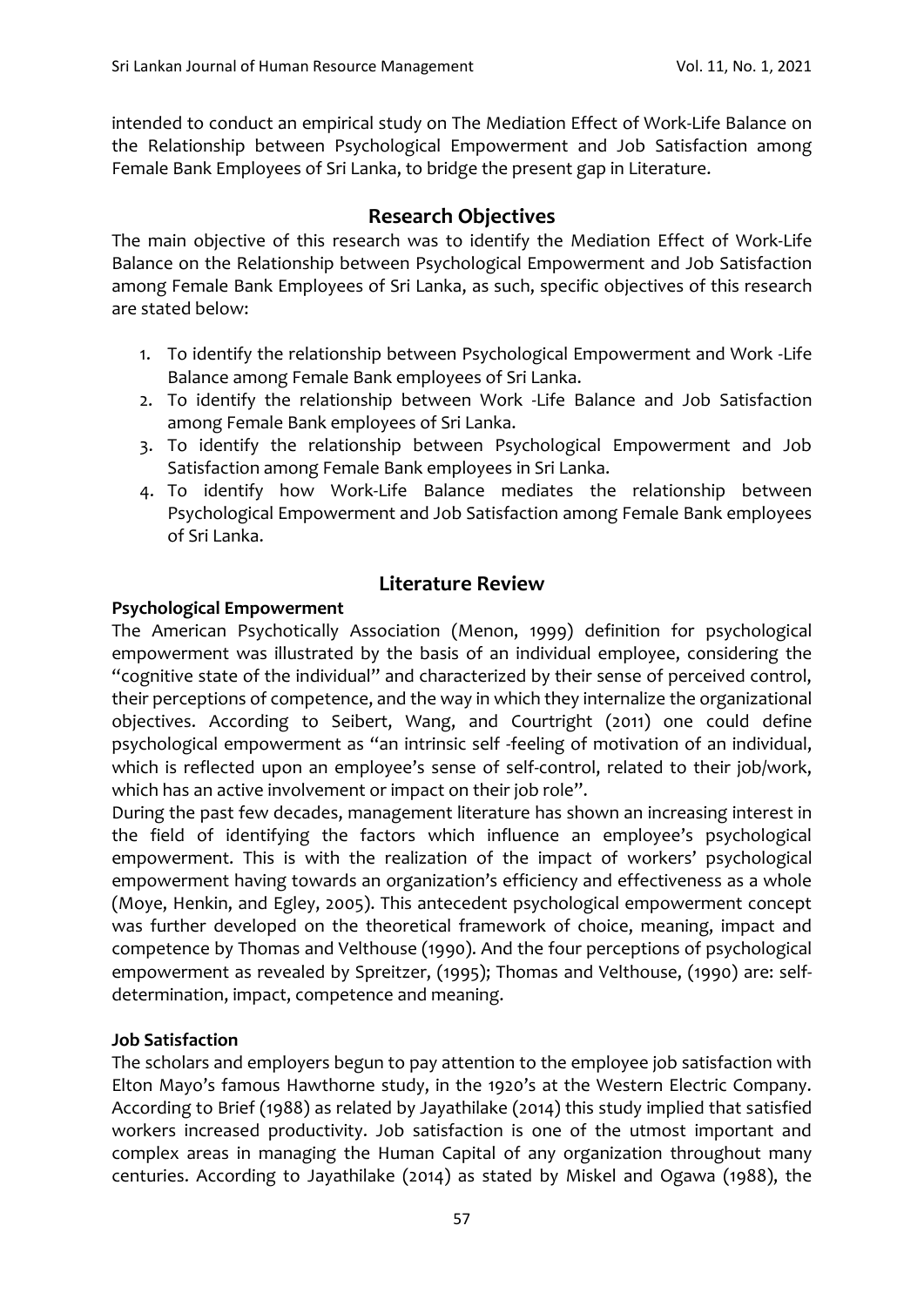intended to conduct an empirical study on The Mediation Effect of Work-Life Balance on the Relationship between Psychological Empowerment and Job Satisfaction among Female Bank Employees of Sri Lanka, to bridge the present gap in Literature.

## Research Objectives

The main objective of this research was to identify the Mediation Effect of Work-Life Balance on the Relationship between Psychological Empowerment and Job Satisfaction among Female Bank Employees of Sri Lanka, as such, specific objectives of this research are stated below:

1. To identify the relationship between Psychological Empowerment and Work -Life Balance among Female Bank employees of Sri Lanka.
2. To identify the relationship between Work -Life Balance and Job Satisfaction among Female Bank employees of Sri Lanka.
3. To identify the relationship between Psychological Empowerment and Job Satisfaction among Female Bank employees in Sri Lanka.
4. To identify how Work-Life Balance mediates the relationship between Psychological Empowerment and Job Satisfaction among Female Bank employees of Sri Lanka.

## Literature Review

### Psychological Empowerment

The American Psychotically Association (Menon, 1999) definition for psychological empowerment was illustrated by the basis of an individual employee, considering the "cognitive state of the individual" and characterized by their sense of perceived control, their perceptions of competence, and the way in which they internalize the organizational objectives. According to Seibert, Wang, and Courtright (2011) one could define psychological empowerment as "an intrinsic self -feeling of motivation of an individual, which is reflected upon an employee's sense of self-control, related to their job/work, which has an active involvement or impact on their job role".

During the past few decades, management literature has shown an increasing interest in the field of identifying the factors which influence an employee's psychological empowerment. This is with the realization of the impact of workers' psychological empowerment having towards an organization's efficiency and effectiveness as a whole (Moye, Henkin, and Egley, 2005). This antecedent psychological empowerment concept was further developed on the theoretical framework of choice, meaning, impact and competence by Thomas and Velthouse (1990). And the four perceptions of psychological empowerment as revealed by Spreitzer, (1995); Thomas and Velthouse, (1990) are: self-determination, impact, competence and meaning.

### Job Satisfaction

The scholars and employers begun to pay attention to the employee job satisfaction with Elton Mayo's famous Hawthorne study, in the 1920's at the Western Electric Company. According to Brief (1988) as related by Jayathilake (2014) this study implied that satisfied workers increased productivity. Job satisfaction is one of the utmost important and complex areas in managing the Human Capital of any organization throughout many centuries. According to Jayathilake (2014) as stated by Miskel and Ogawa (1988), the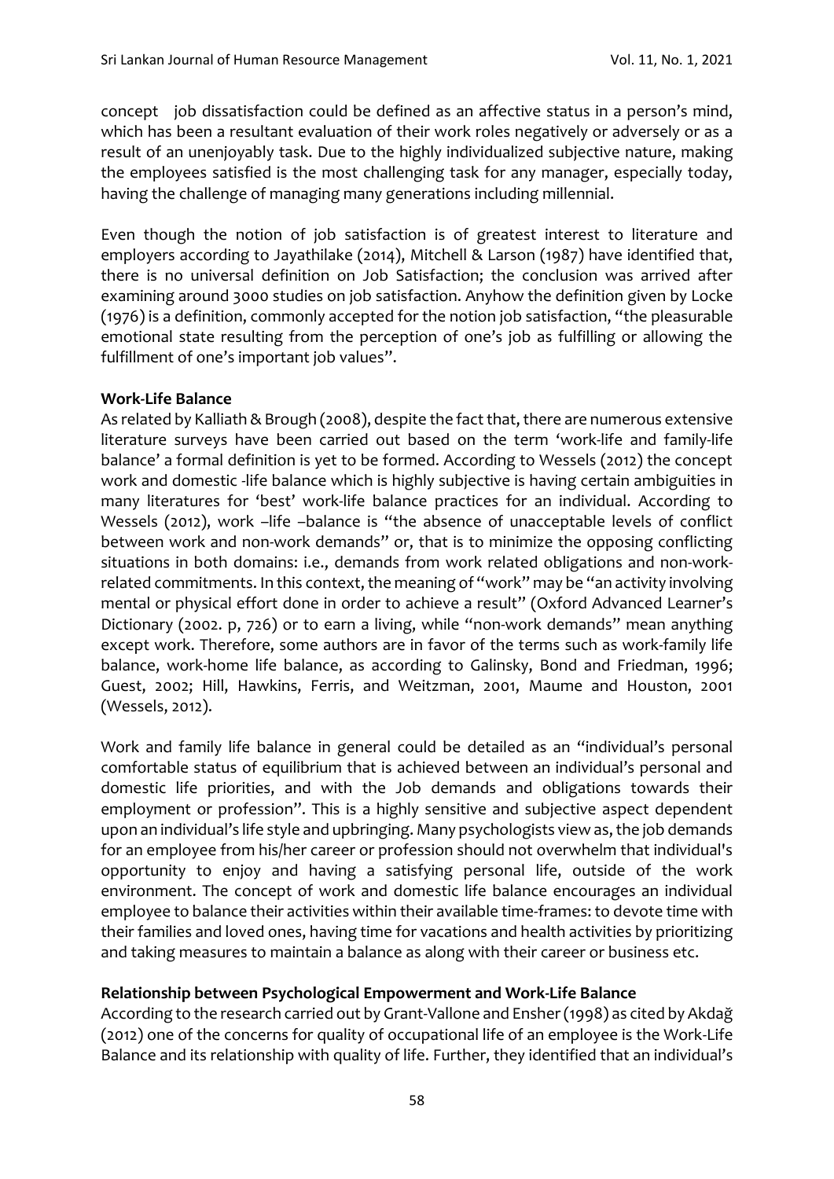concept job dissatisfaction could be defined as an affective status in a person's mind, which has been a resultant evaluation of their work roles negatively or adversely or as a result of an unenjoyable task. Due to the highly individualized subjective nature, making the employees satisfied is the most challenging task for any manager, especially today, having the challenge of managing many generations including millennial.

Even though the notion of job satisfaction is of greatest interest to literature and employers according to Jayathilake (2014), Mitchell & Larson (1987) have identified that, there is no universal definition on Job Satisfaction; the conclusion was arrived after examining around 3000 studies on job satisfaction. Anyhow the definition given by Locke (1976) is a definition, commonly accepted for the notion job satisfaction, "the pleasurable emotional state resulting from the perception of one's job as fulfilling or allowing the fulfillment of one's important job values".

**Work-Life Balance**

As related by Kalliath & Brough (2008), despite the fact that, there are numerous extensive literature surveys have been carried out based on the term 'work-life and family-life balance' a formal definition is yet to be formed. According to Wessels (2012) the concept work and domestic -life balance which is highly subjective is having certain ambiguities in many literatures for 'best' work-life balance practices for an individual. According to Wessels (2012), work –life –balance is "the absence of unacceptable levels of conflict between work and non-work demands" or, that is to minimize the opposing conflicting situations in both domains: i.e., demands from work related obligations and non-work-related commitments. In this context, the meaning of "work" may be "an activity involving mental or physical effort done in order to achieve a result" (Oxford Advanced Learner's Dictionary (2002. p, 726) or to earn a living, while "non-work demands" mean anything except work. Therefore, some authors are in favor of the terms such as work-family life balance, work-home life balance, as according to Galinsky, Bond and Friedman, 1996; Guest, 2002; Hill, Hawkins, Ferris, and Weitzman, 2001, Maume and Houston, 2001 (Wessels, 2012).

Work and family life balance in general could be detailed as an "individual's personal comfortable status of equilibrium that is achieved between an individual's personal and domestic life priorities, and with the Job demands and obligations towards their employment or profession". This is a highly sensitive and subjective aspect dependent upon an individual's life style and upbringing. Many psychologists view as, the job demands for an employee from his/her career or profession should not overwhelm that individual's opportunity to enjoy and having a satisfying personal life, outside of the work environment. The concept of work and domestic life balance encourages an individual employee to balance their activities within their available time-frames: to devote time with their families and loved ones, having time for vacations and health activities by prioritizing and taking measures to maintain a balance as along with their career or business etc.

**Relationship between Psychological Empowerment and Work-Life Balance**

According to the research carried out by Grant-Vallone and Ensher (1998) as cited by Akdağ (2012) one of the concerns for quality of occupational life of an employee is the Work-Life Balance and its relationship with quality of life. Further, they identified that an individual's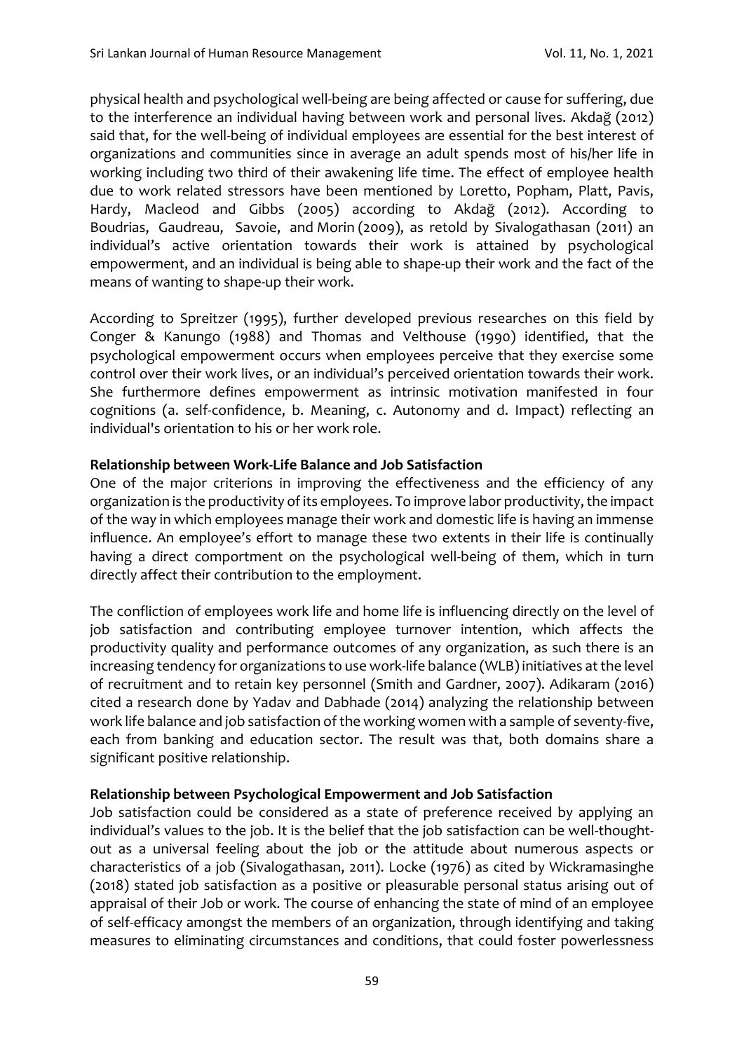physical health and psychological well-being are being affected or cause for suffering, due to the interference an individual having between work and personal lives. Akdağ (2012) said that, for the well-being of individual employees are essential for the best interest of organizations and communities since in average an adult spends most of his/her life in working including two third of their awakening life time. The effect of employee health due to work related stressors have been mentioned by Loretto, Popham, Platt, Pavis, Hardy, Macleod and Gibbs (2005) according to Akdağ (2012). According to Boudrias, Gaudreau, Savoie, and Morin (2009), as retold by Sivalogathasan (2011) an individual's active orientation towards their work is attained by psychological empowerment, and an individual is being able to shape-up their work and the fact of the means of wanting to shape-up their work.

According to Spreitzer (1995), further developed previous researches on this field by Conger & Kanungo (1988) and Thomas and Velthouse (1990) identified, that the psychological empowerment occurs when employees perceive that they exercise some control over their work lives, or an individual's perceived orientation towards their work. She furthermore defines empowerment as intrinsic motivation manifested in four cognitions (a. self-confidence, b. Meaning, c. Autonomy and d. Impact) reflecting an individual's orientation to his or her work role.

**Relationship between Work-Life Balance and Job Satisfaction**

One of the major criterions in improving the effectiveness and the efficiency of any organization is the productivity of its employees. To improve labor productivity, the impact of the way in which employees manage their work and domestic life is having an immense influence. An employee's effort to manage these two extents in their life is continually having a direct comportment on the psychological well-being of them, which in turn directly affect their contribution to the employment.

The confliction of employees work life and home life is influencing directly on the level of job satisfaction and contributing employee turnover intention, which affects the productivity quality and performance outcomes of any organization, as such there is an increasing tendency for organizations to use work-life balance (WLB) initiatives at the level of recruitment and to retain key personnel (Smith and Gardner, 2007). Adikaram (2016) cited a research done by Yadav and Dabhade (2014) analyzing the relationship between work life balance and job satisfaction of the working women with a sample of seventy-five, each from banking and education sector. The result was that, both domains share a significant positive relationship.

**Relationship between Psychological Empowerment and Job Satisfaction**

Job satisfaction could be considered as a state of preference received by applying an individual's values to the job. It is the belief that the job satisfaction can be well-thought-out as a universal feeling about the job or the attitude about numerous aspects or characteristics of a job (Sivalogathasan, 2011). Locke (1976) as cited by Wickramasinghe (2018) stated job satisfaction as a positive or pleasurable personal status arising out of appraisal of their Job or work. The course of enhancing the state of mind of an employee of self-efficacy amongst the members of an organization, through identifying and taking measures to eliminating circumstances and conditions, that could foster powerlessness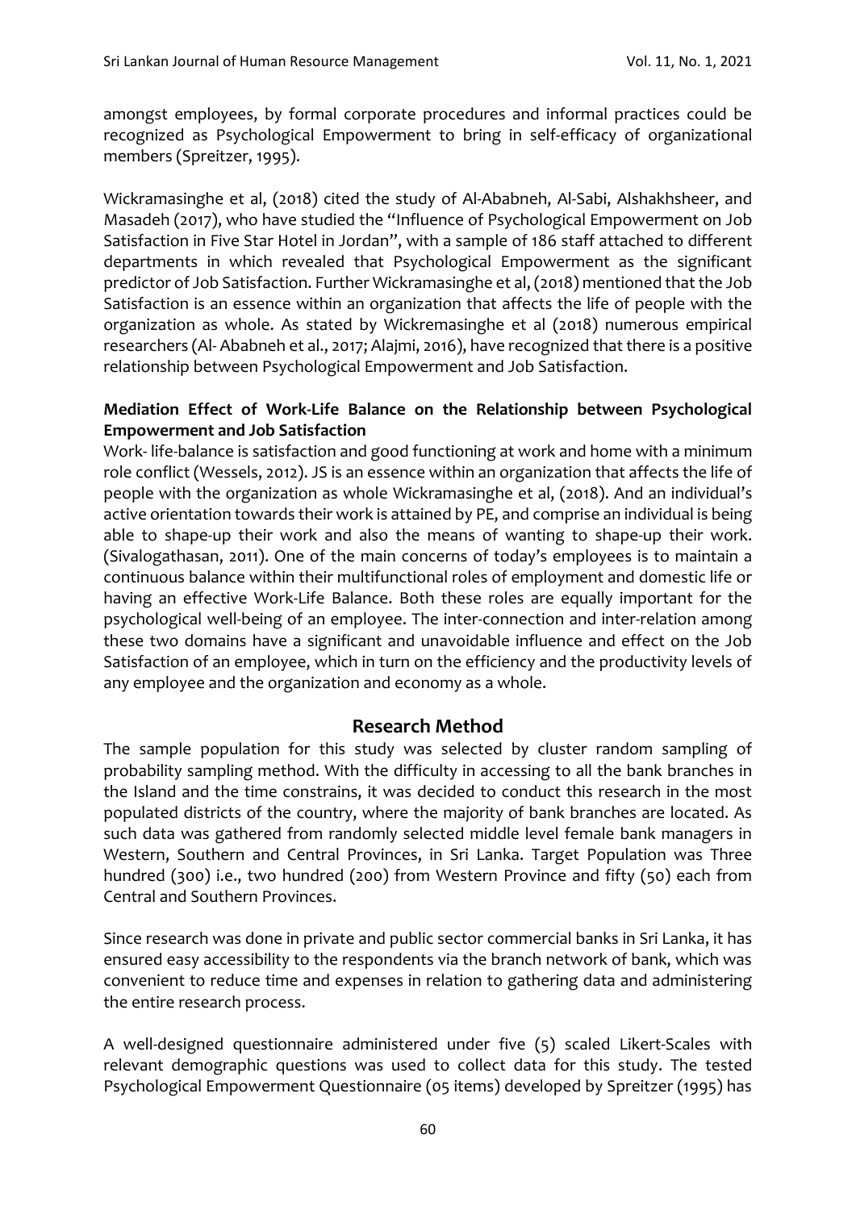amongst employees, by formal corporate procedures and informal practices could be recognized as Psychological Empowerment to bring in self-efficacy of organizational members (Spreitzer, 1995).

Wickramasinghe et al, (2018) cited the study of Al-Ababneh, Al-Sabi, Alshakhsheer, and Masadeh (2017), who have studied the "Influence of Psychological Empowerment on Job Satisfaction in Five Star Hotel in Jordan", with a sample of 186 staff attached to different departments in which revealed that Psychological Empowerment as the significant predictor of Job Satisfaction. Further Wickramasinghe et al, (2018) mentioned that the Job Satisfaction is an essence within an organization that affects the life of people with the organization as whole. As stated by Wickremasinghe et al (2018) numerous empirical researchers (Al- Ababneh et al., 2017; Alajmi, 2016), have recognized that there is a positive relationship between Psychological Empowerment and Job Satisfaction.

**Mediation Effect of Work-Life Balance on the Relationship between Psychological Empowerment and Job Satisfaction**

Work- life-balance is satisfaction and good functioning at work and home with a minimum role conflict (Wessels, 2012). JS is an essence within an organization that affects the life of people with the organization as whole Wickramasinghe et al, (2018). And an individual's active orientation towards their work is attained by PE, and comprise an individual is being able to shape-up their work and also the means of wanting to shape-up their work. (Sivalogathasan, 2011). One of the main concerns of today's employees is to maintain a continuous balance within their multifunctional roles of employment and domestic life or having an effective Work-Life Balance. Both these roles are equally important for the psychological well-being of an employee. The inter-connection and inter-relation among these two domains have a significant and unavoidable influence and effect on the Job Satisfaction of an employee, which in turn on the efficiency and the productivity levels of any employee and the organization and economy as a whole.

## Research Method

The sample population for this study was selected by cluster random sampling of probability sampling method. With the difficulty in accessing to all the bank branches in the Island and the time constrains, it was decided to conduct this research in the most populated districts of the country, where the majority of bank branches are located. As such data was gathered from randomly selected middle level female bank managers in Western, Southern and Central Provinces, in Sri Lanka. Target Population was Three hundred (300) i.e., two hundred (200) from Western Province and fifty (50) each from Central and Southern Provinces.

Since research was done in private and public sector commercial banks in Sri Lanka, it has ensured easy accessibility to the respondents via the branch network of bank, which was convenient to reduce time and expenses in relation to gathering data and administering the entire research process.

A well-designed questionnaire administered under five (5) scaled Likert-Scales with relevant demographic questions was used to collect data for this study. The tested Psychological Empowerment Questionnaire (05 items) developed by Spreitzer (1995) has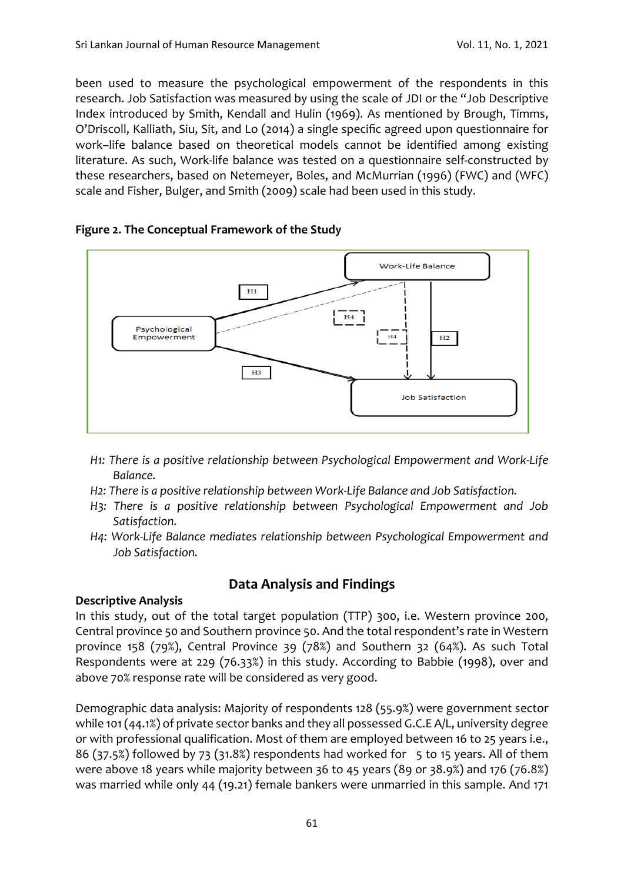been used to measure the psychological empowerment of the respondents in this research. Job Satisfaction was measured by using the scale of JDI or the "Job Descriptive Index introduced by Smith, Kendall and Hulin (1969). As mentioned by Brough, Timms, O'Driscoll, Kalliath, Siu, Sit, and Lo (2014) a single specific agreed upon questionnaire for work–life balance based on theoretical models cannot be identified among existing literature. As such, Work-life balance was tested on a questionnaire self-constructed by these researchers, based on Netemeyer, Boles, and McMurrian (1996) (FWC) and (WFC) scale and Fisher, Bulger, and Smith (2009) scale had been used in this study.

**Figure 2. The Conceptual Framework of the Study**

- *H1: There is a positive relationship between Psychological Empowerment and Work-Life Balance.*
- *H2: There is a positive relationship between Work-Life Balance and Job Satisfaction.*
- *H3: There is a positive relationship between Psychological Empowerment and Job Satisfaction.*
- *H4: Work-Life Balance mediates relationship between Psychological Empowerment and Job Satisfaction.*

## Data Analysis and Findings

**Descriptive Analysis**

In this study, out of the total target population (TTP) 300, i.e. Western province 200, Central province 50 and Southern province 50. And the total respondent's rate in Western province 158 (79%), Central Province 39 (78%) and Southern 32 (64%). As such Total Respondents were at 229 (76.33%) in this study. According to Babbie (1998), over and above 70% response rate will be considered as very good.

Demographic data analysis: Majority of respondents 128 (55.9%) were government sector while 101 (44.1%) of private sector banks and they all possessed G.C.E A/L, university degree or with professional qualification. Most of them are employed between 16 to 25 years i.e., 86 (37.5%) followed by 73 (31.8%) respondents had worked for 5 to 15 years. All of them were above 18 years while majority between 36 to 45 years (89 or 38.9%) and 176 (76.8%) was married while only 44 (19.21) female bankers were unmarried in this sample. And 171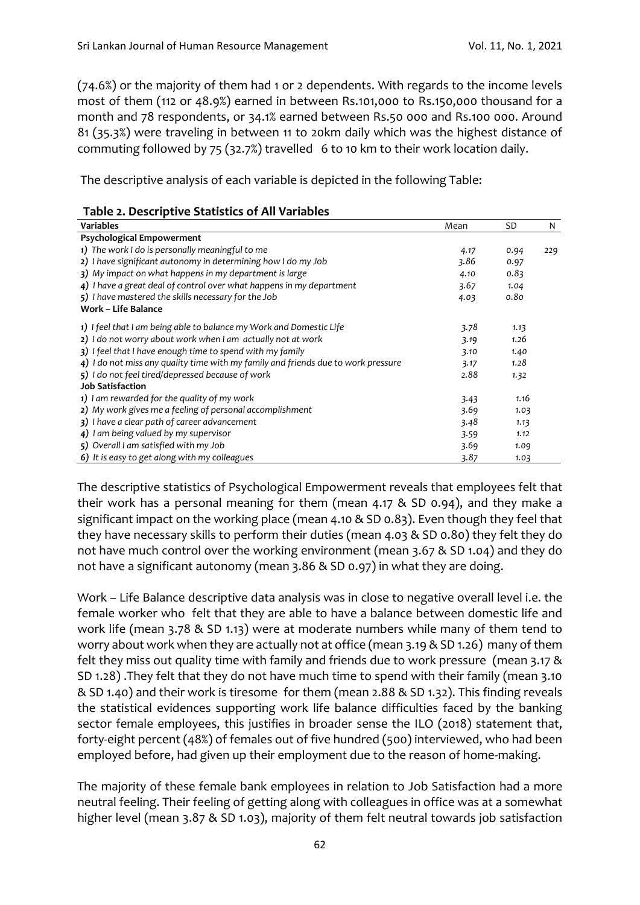(74.6%) or the majority of them had 1 or 2 dependents. With regards to the income levels most of them (112 or 48.9%) earned in between Rs.101,000 to Rs.150,000 thousand for a month and 78 respondents, or 34.1% earned between Rs.50 000 and Rs.100 000. Around 81 (35.3%) were traveling in between 11 to 20km daily which was the highest distance of commuting followed by 75 (32.7%) travelled 6 to 10 km to their work location daily.

The descriptive analysis of each variable is depicted in the following Table:

**Table 2. Descriptive Statistics of All Variables**

| Variables | Mean | SD | N |
|---|---|---|---|
| **Psychological Empowerment** | | | |
| *1) The work I do is personally meaningful to me* | 4.17 | 0.94 | 229 |
| *2) I have significant autonomy in determining how I do my Job* | 3.86 | 0.97 | |
| *3) My impact on what happens in my department is large* | 4.10 | 0.83 | |
| *4) I have a great deal of control over what happens in my department* | 3.67 | 1.04 | |
| *5) I have mastered the skills necessary for the Job* | 4.03 | 0.80 | |
| **Work – Life Balance** | | | |
| *1) I feel that I am being able to balance my Work and Domestic Life* | 3.78 | 1.13 | |
| *2) I do not worry about work when I am actually not at work* | 3.19 | 1.26 | |
| *3) I feel that I have enough time to spend with my family* | 3.10 | 1.40 | |
| *4) I do not miss any quality time with my family and friends due to work pressure* | 3.17 | 1.28 | |
| *5) I do not feel tired/depressed because of work* | 2.88 | 1.32 | |
| **Job Satisfaction** | | | |
| *1) I am rewarded for the quality of my work* | 3.43 | 1.16 | |
| *2) My work gives me a feeling of personal accomplishment* | 3.69 | 1.03 | |
| *3) I have a clear path of career advancement* | 3.48 | 1.13 | |
| *4) I am being valued by my supervisor* | 3.59 | 1.12 | |
| *5) Overall I am satisfied with my Job* | 3.69 | 1.09 | |
| *6) It is easy to get along with my colleagues* | 3.87 | 1.03 | |

The descriptive statistics of Psychological Empowerment reveals that employees felt that their work has a personal meaning for them (mean 4.17 & SD 0.94), and they make a significant impact on the working place (mean 4.10 & SD 0.83). Even though they feel that they have necessary skills to perform their duties (mean 4.03 & SD 0.80) they felt they do not have much control over the working environment (mean 3.67 & SD 1.04) and they do not have a significant autonomy (mean 3.86 & SD 0.97) in what they are doing.

Work – Life Balance descriptive data analysis was in close to negative overall level i.e. the female worker who felt that they are able to have a balance between domestic life and work life (mean 3.78 & SD 1.13) were at moderate numbers while many of them tend to worry about work when they are actually not at office (mean 3.19 & SD 1.26) many of them felt they miss out quality time with family and friends due to work pressure (mean 3.17 & SD 1.28) .They felt that they do not have much time to spend with their family (mean 3.10 & SD 1.40) and their work is tiresome for them (mean 2.88 & SD 1.32). This finding reveals the statistical evidences supporting work life balance difficulties faced by the banking sector female employees, this justifies in broader sense the ILO (2018) statement that, forty-eight percent (48%) of females out of five hundred (500) interviewed, who had been employed before, had given up their employment due to the reason of home-making.

The majority of these female bank employees in relation to Job Satisfaction had a more neutral feeling. Their feeling of getting along with colleagues in office was at a somewhat higher level (mean 3.87 & SD 1.03), majority of them felt neutral towards job satisfaction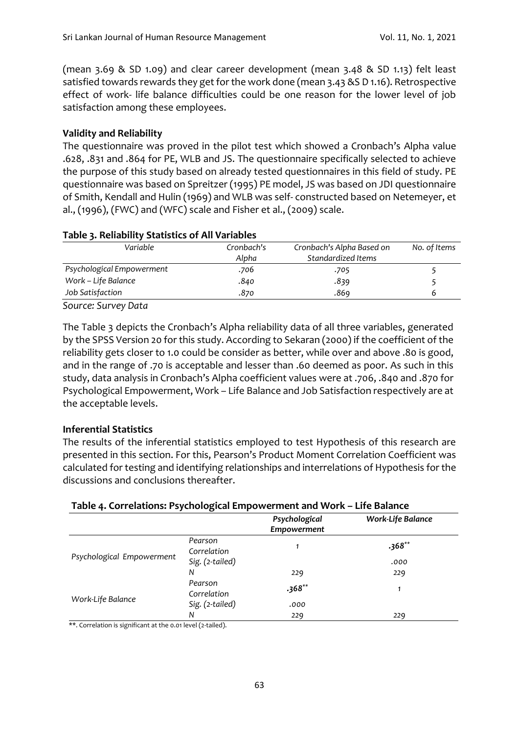(mean 3.69 & SD 1.09) and clear career development (mean 3.48 & SD 1.13) felt least satisfied towards rewards they get for the work done (mean 3.43 &S D 1.16). Retrospective effect of work- life balance difficulties could be one reason for the lower level of job satisfaction among these employees.

**Validity and Reliability**

The questionnaire was proved in the pilot test which showed a Cronbach's Alpha value .628, .831 and .864 for PE, WLB and JS. The questionnaire specifically selected to achieve the purpose of this study based on already tested questionnaires in this field of study. PE questionnaire was based on Spreitzer (1995) PE model, JS was based on JDI questionnaire of Smith, Kendall and Hulin (1969) and WLB was self- constructed based on Netemeyer, et al., (1996), (FWC) and (WFC) scale and Fisher et al., (2009) scale.

**Table 3. Reliability Statistics of All Variables**

| *Variable* | *Cronbach's Alpha* | *Cronbach's Alpha Based on Standardized Items* | *No. of Items* |
|---|---|---|---|
| *Psychological Empowerment* | .706 | .705 | 5 |
| *Work – Life Balance* | .840 | .839 | 5 |
| *Job Satisfaction* | .870 | .869 | 6 |

*Source: Survey Data*

The Table 3 depicts the Cronbach's Alpha reliability data of all three variables, generated by the SPSS Version 20 for this study. According to Sekaran (2000) if the coefficient of the reliability gets closer to 1.0 could be consider as better, while over and above .80 is good, and in the range of .70 is acceptable and lesser than .60 deemed as poor. As such in this study, data analysis in Cronbach's Alpha coefficient values were at .706, .840 and .870 for Psychological Empowerment, Work – Life Balance and Job Satisfaction respectively are at the acceptable levels.

**Inferential Statistics**

The results of the inferential statistics employed to test Hypothesis of this research are presented in this section. For this, Pearson's Product Moment Correlation Coefficient was calculated for testing and identifying relationships and interrelations of Hypothesis for the discussions and conclusions thereafter.

**Table 4. Correlations: Psychological Empowerment and Work – Life Balance**

| | | *Psychological Empowerment* | *Work-Life Balance* |
|---|---|---|---|
| *Psychological Empowerment* | *Pearson Correlation* | *1* | *.368*** |
| | *Sig. (2-tailed)* | | *.000* |
| | *N* | 229 | 229 |
| *Work-Life Balance* | *Pearson Correlation* | *.368*** | *1* |
| | *Sig. (2-tailed)* | *.000* | |
| | *N* | 229 | 229 |

**. Correlation is significant at the 0.01 level (2-tailed).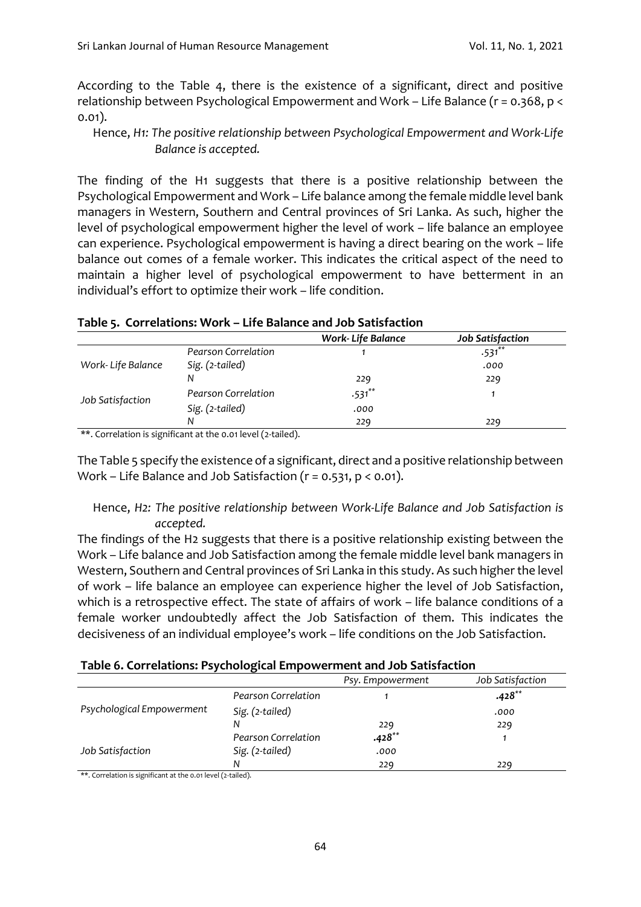According to the Table 4, there is the existence of a significant, direct and positive relationship between Psychological Empowerment and Work – Life Balance ($r = 0.368$, $p < 0.01$).

Hence, *H1: The positive relationship between Psychological Empowerment and Work-Life Balance is accepted.*

The finding of the H1 suggests that there is a positive relationship between the Psychological Empowerment and Work – Life balance among the female middle level bank managers in Western, Southern and Central provinces of Sri Lanka. As such, higher the level of psychological empowerment higher the level of work – life balance an employee can experience. Psychological empowerment is having a direct bearing on the work – life balance out comes of a female worker. This indicates the critical aspect of the need to maintain a higher level of psychological empowerment to have betterment in an individual's effort to optimize their work – life condition.

**Table 5. Correlations: Work – Life Balance and Job Satisfaction**

| | | *Work- Life Balance* | *Job Satisfaction* |
|---|---|---|---|
| *Work- Life Balance* | *Pearson Correlation* | 1 | .531** |
| | *Sig. (2-tailed)* | | .000 |
| | *N* | 229 | 229 |
| *Job Satisfaction* | *Pearson Correlation* | .531** | 1 |
| | *Sig. (2-tailed)* | .000 | |
| | *N* | 229 | 229 |

**. Correlation is significant at the 0.01 level (2-tailed).

The Table 5 specify the existence of a significant, direct and a positive relationship between Work – Life Balance and Job Satisfaction ($r = 0.531$, $p < 0.01$).

Hence, *H2: The positive relationship between Work-Life Balance and Job Satisfaction is accepted.*

The findings of the H2 suggests that there is a positive relationship existing between the Work – Life balance and Job Satisfaction among the female middle level bank managers in Western, Southern and Central provinces of Sri Lanka in this study. As such higher the level of work – life balance an employee can experience higher the level of Job Satisfaction, which is a retrospective effect. The state of affairs of work – life balance conditions of a female worker undoubtedly affect the Job Satisfaction of them. This indicates the decisiveness of an individual employee's work – life conditions on the Job Satisfaction.

**Table 6. Correlations: Psychological Empowerment and Job Satisfaction**

| | | *Psy. Empowerment* | *Job Satisfaction* |
|---|---|---|---|
| *Psychological Empowerment* | *Pearson Correlation* | 1 | **.428**** |
| | *Sig. (2-tailed)* | | .000 |
| | *N* | 229 | 229 |
| *Job Satisfaction* | *Pearson Correlation* | **.428**** | 1 |
| | *Sig. (2-tailed)* | .000 | |
| | *N* | 229 | 229 |

**. Correlation is significant at the 0.01 level (2-tailed).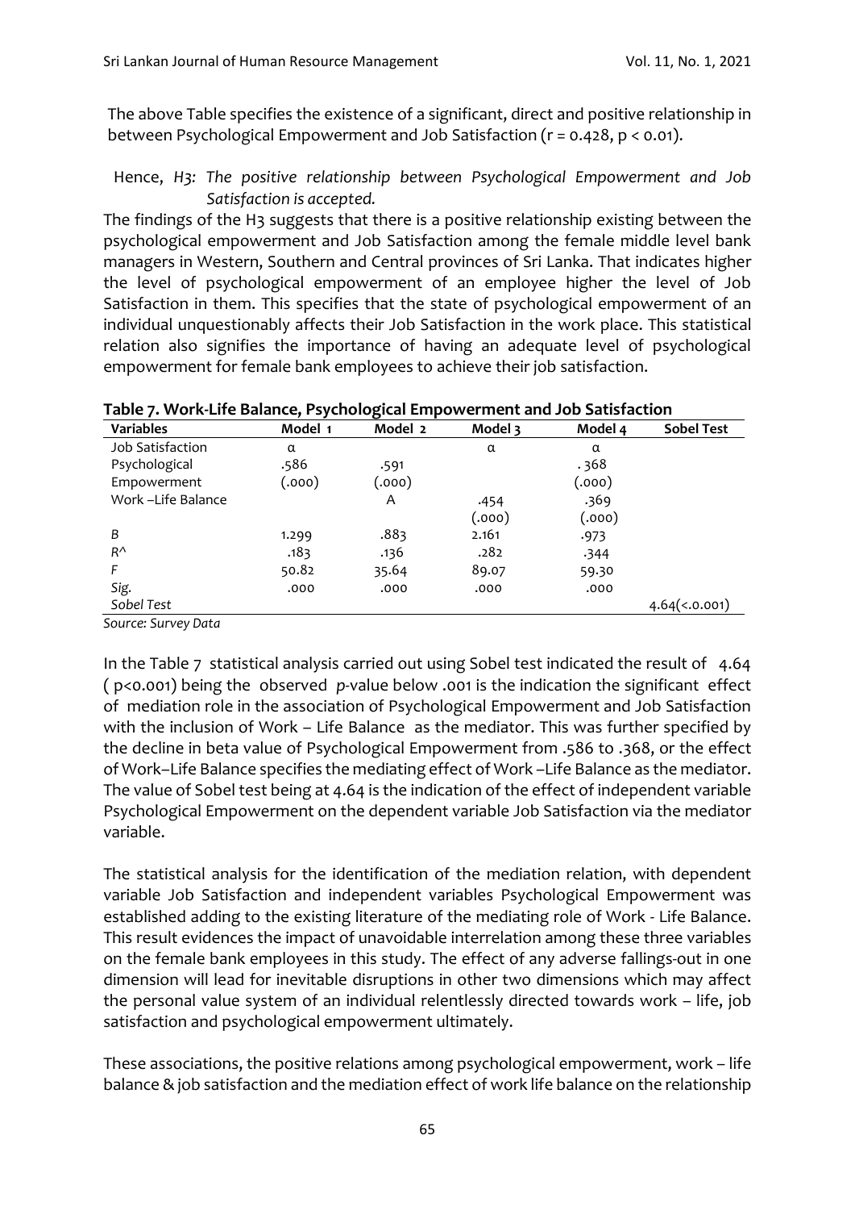The above Table specifies the existence of a significant, direct and positive relationship in between Psychological Empowerment and Job Satisfaction ($r = 0.428$, $p < 0.01$).

Hence, *H3: The positive relationship between Psychological Empowerment and Job Satisfaction is accepted.*

The findings of the H3 suggests that there is a positive relationship existing between the psychological empowerment and Job Satisfaction among the female middle level bank managers in Western, Southern and Central provinces of Sri Lanka. That indicates higher the level of psychological empowerment of an employee higher the level of Job Satisfaction in them. This specifies that the state of psychological empowerment of an individual unquestionably affects their Job Satisfaction in the work place. This statistical relation also signifies the importance of having an adequate level of psychological empowerment for female bank employees to achieve their job satisfaction.

**Table 7. Work-Life Balance, Psychological Empowerment and Job Satisfaction**

| Variables | Model 1 | Model 2 | Model 3 | Model 4 | Sobel Test |
|---|---|---|---|---|---|
| Job Satisfaction | α | | α | α | |
| Psychological Empowerment | .586 (.000) | .591 (.000) | | . 368 (.000) | |
| Work –Life Balance | | A | .454 (.000) | .369 (.000) | |
| *B* | 1.299 | .883 | 2.161 | .973 | |
| *R^* | .183 | .136 | .282 | .344 | |
| *F* | 50.82 | 35.64 | 89.07 | 59.30 | |
| *Sig.* | .000 | .000 | .000 | .000 | |
| *Sobel Test* | | | | | 4.64(<.0.001) |

*Source: Survey Data*

In the Table 7 statistical analysis carried out using Sobel test indicated the result of 4.64 ( p<0.001) being the observed *p*-value below .001 is the indication the significant effect of mediation role in the association of Psychological Empowerment and Job Satisfaction with the inclusion of Work – Life Balance as the mediator. This was further specified by the decline in beta value of Psychological Empowerment from .586 to .368, or the effect of Work–Life Balance specifies the mediating effect of Work –Life Balance as the mediator. The value of Sobel test being at 4.64 is the indication of the effect of independent variable Psychological Empowerment on the dependent variable Job Satisfaction via the mediator variable.

The statistical analysis for the identification of the mediation relation, with dependent variable Job Satisfaction and independent variables Psychological Empowerment was established adding to the existing literature of the mediating role of Work - Life Balance. This result evidences the impact of unavoidable interrelation among these three variables on the female bank employees in this study. The effect of any adverse fallings-out in one dimension will lead for inevitable disruptions in other two dimensions which may affect the personal value system of an individual relentlessly directed towards work – life, job satisfaction and psychological empowerment ultimately.

These associations, the positive relations among psychological empowerment, work – life balance & job satisfaction and the mediation effect of work life balance on the relationship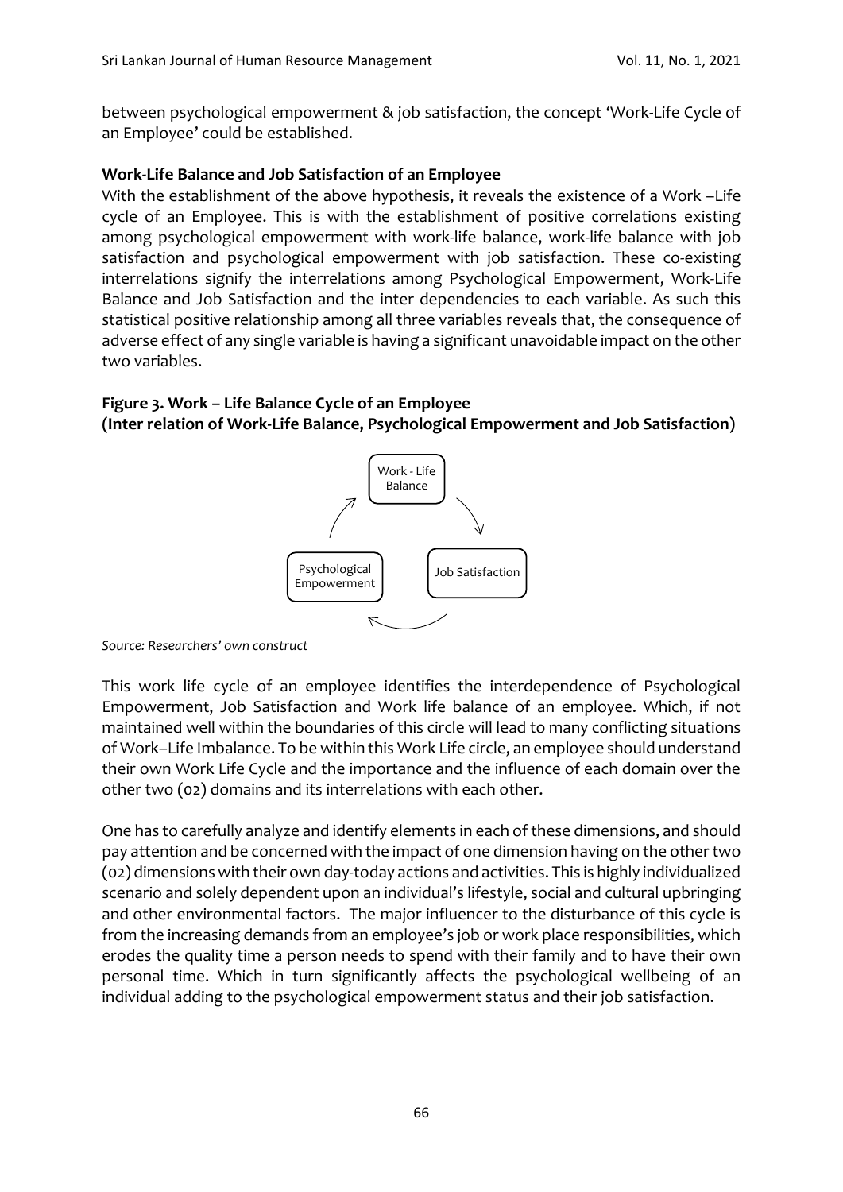between psychological empowerment & job satisfaction, the concept 'Work-Life Cycle of an Employee' could be established.

**Work-Life Balance and Job Satisfaction of an Employee**

With the establishment of the above hypothesis, it reveals the existence of a Work –Life cycle of an Employee. This is with the establishment of positive correlations existing among psychological empowerment with work-life balance, work-life balance with job satisfaction and psychological empowerment with job satisfaction. These co-existing interrelations signify the interrelations among Psychological Empowerment, Work-Life Balance and Job Satisfaction and the inter dependencies to each variable. As such this statistical positive relationship among all three variables reveals that, the consequence of adverse effect of any single variable is having a significant unavoidable impact on the other two variables.

**Figure 3. Work – Life Balance Cycle of an Employee**
**(Inter relation of Work-Life Balance, Psychological Empowerment and Job Satisfaction)**

Work - Life Balance → Job Satisfaction → Psychological Empowerment → Work - Life Balance

*Source: Researchers' own construct*

This work life cycle of an employee identifies the interdependence of Psychological Empowerment, Job Satisfaction and Work life balance of an employee. Which, if not maintained well within the boundaries of this circle will lead to many conflicting situations of Work–Life Imbalance. To be within this Work Life circle, an employee should understand their own Work Life Cycle and the importance and the influence of each domain over the other two (02) domains and its interrelations with each other.

One has to carefully analyze and identify elements in each of these dimensions, and should pay attention and be concerned with the impact of one dimension having on the other two (02) dimensions with their own day-today actions and activities. This is highly individualized scenario and solely dependent upon an individual's lifestyle, social and cultural upbringing and other environmental factors. The major influencer to the disturbance of this cycle is from the increasing demands from an employee's job or work place responsibilities, which erodes the quality time a person needs to spend with their family and to have their own personal time. Which in turn significantly affects the psychological wellbeing of an individual adding to the psychological empowerment status and their job satisfaction.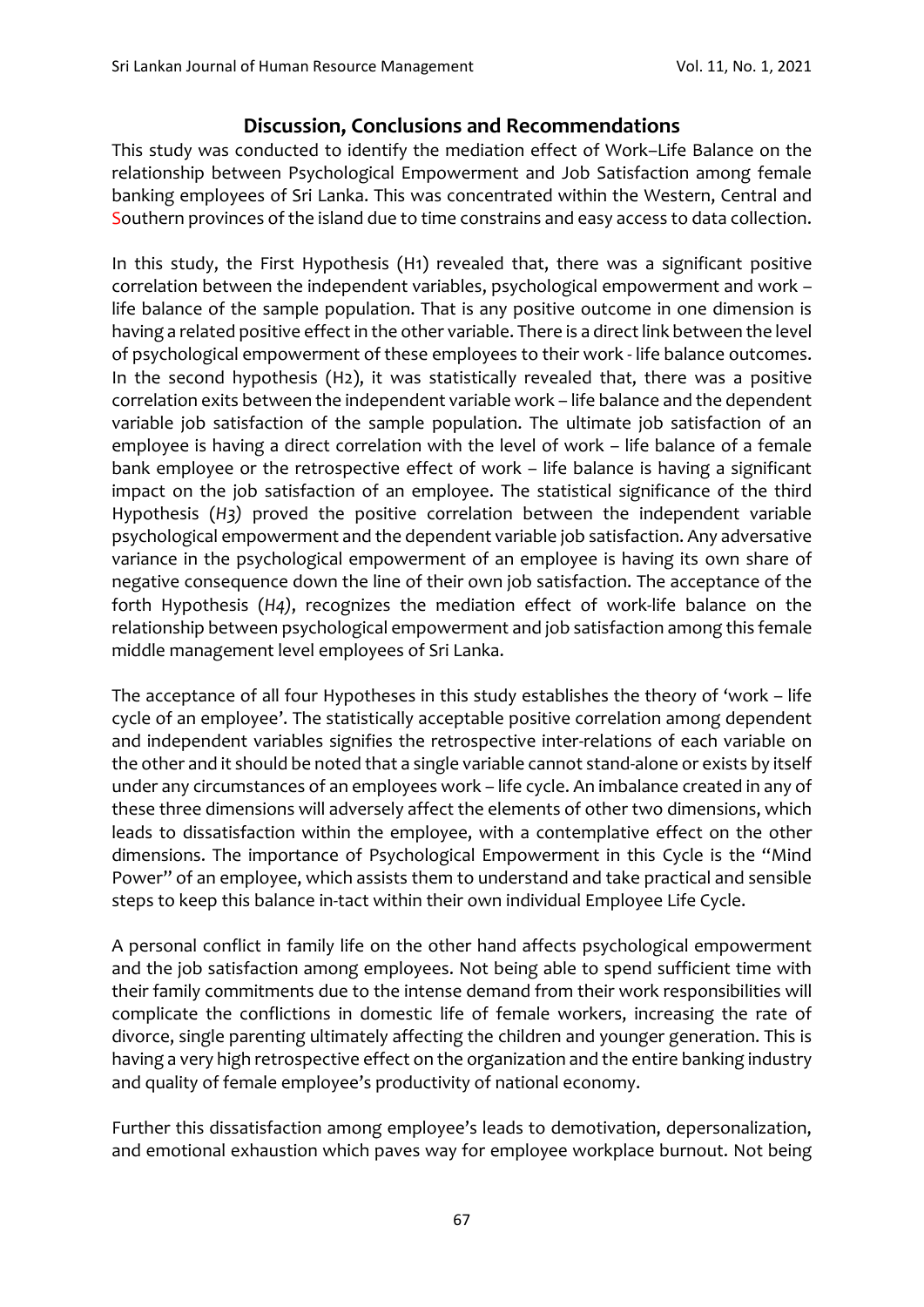## Discussion, Conclusions and Recommendations

This study was conducted to identify the mediation effect of Work–Life Balance on the relationship between Psychological Empowerment and Job Satisfaction among female banking employees of Sri Lanka. This was concentrated within the Western, Central and Southern provinces of the island due to time constrains and easy access to data collection.

In this study, the First Hypothesis (H1) revealed that, there was a significant positive correlation between the independent variables, psychological empowerment and work – life balance of the sample population. That is any positive outcome in one dimension is having a related positive effect in the other variable. There is a direct link between the level of psychological empowerment of these employees to their work - life balance outcomes. In the second hypothesis (H2), it was statistically revealed that, there was a positive correlation exits between the independent variable work – life balance and the dependent variable job satisfaction of the sample population. The ultimate job satisfaction of an employee is having a direct correlation with the level of work – life balance of a female bank employee or the retrospective effect of work – life balance is having a significant impact on the job satisfaction of an employee. The statistical significance of the third Hypothesis (*H3*) proved the positive correlation between the independent variable psychological empowerment and the dependent variable job satisfaction. Any adversative variance in the psychological empowerment of an employee is having its own share of negative consequence down the line of their own job satisfaction. The acceptance of the forth Hypothesis (*H4*), recognizes the mediation effect of work-life balance on the relationship between psychological empowerment and job satisfaction among this female middle management level employees of Sri Lanka.

The acceptance of all four Hypotheses in this study establishes the theory of 'work – life cycle of an employee'. The statistically acceptable positive correlation among dependent and independent variables signifies the retrospective inter-relations of each variable on the other and it should be noted that a single variable cannot stand-alone or exists by itself under any circumstances of an employees work – life cycle. An imbalance created in any of these three dimensions will adversely affect the elements of other two dimensions, which leads to dissatisfaction within the employee, with a contemplative effect on the other dimensions. The importance of Psychological Empowerment in this Cycle is the "Mind Power" of an employee, which assists them to understand and take practical and sensible steps to keep this balance in-tact within their own individual Employee Life Cycle.

A personal conflict in family life on the other hand affects psychological empowerment and the job satisfaction among employees. Not being able to spend sufficient time with their family commitments due to the intense demand from their work responsibilities will complicate the conflictions in domestic life of female workers, increasing the rate of divorce, single parenting ultimately affecting the children and younger generation. This is having a very high retrospective effect on the organization and the entire banking industry and quality of female employee's productivity of national economy.

Further this dissatisfaction among employee's leads to demotivation, depersonalization, and emotional exhaustion which paves way for employee workplace burnout. Not being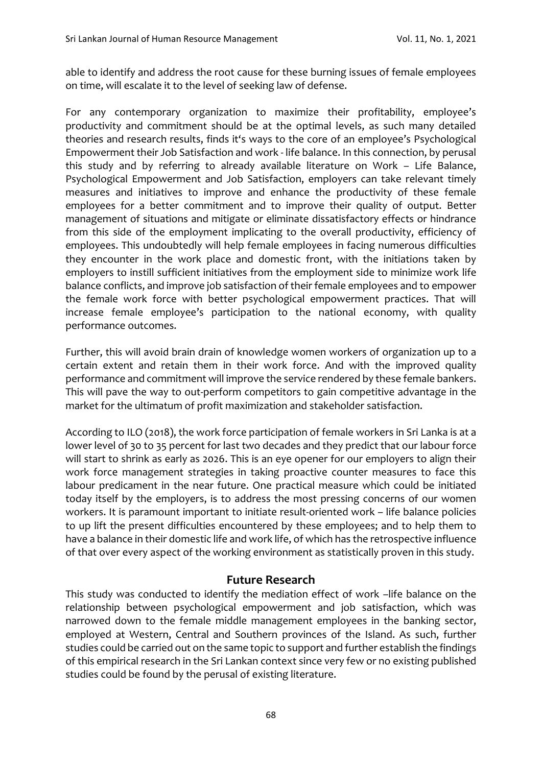able to identify and address the root cause for these burning issues of female employees on time, will escalate it to the level of seeking law of defense.

For any contemporary organization to maximize their profitability, employee's productivity and commitment should be at the optimal levels, as such many detailed theories and research results, finds it's ways to the core of an employee's Psychological Empowerment their Job Satisfaction and work - life balance. In this connection, by perusal this study and by referring to already available literature on Work – Life Balance, Psychological Empowerment and Job Satisfaction, employers can take relevant timely measures and initiatives to improve and enhance the productivity of these female employees for a better commitment and to improve their quality of output. Better management of situations and mitigate or eliminate dissatisfactory effects or hindrance from this side of the employment implicating to the overall productivity, efficiency of employees. This undoubtedly will help female employees in facing numerous difficulties they encounter in the work place and domestic front, with the initiations taken by employers to instill sufficient initiatives from the employment side to minimize work life balance conflicts, and improve job satisfaction of their female employees and to empower the female work force with better psychological empowerment practices. That will increase female employee's participation to the national economy, with quality performance outcomes.

Further, this will avoid brain drain of knowledge women workers of organization up to a certain extent and retain them in their work force. And with the improved quality performance and commitment will improve the service rendered by these female bankers. This will pave the way to out-perform competitors to gain competitive advantage in the market for the ultimatum of profit maximization and stakeholder satisfaction.

According to ILO (2018), the work force participation of female workers in Sri Lanka is at a lower level of 30 to 35 percent for last two decades and they predict that our labour force will start to shrink as early as 2026. This is an eye opener for our employers to align their work force management strategies in taking proactive counter measures to face this labour predicament in the near future. One practical measure which could be initiated today itself by the employers, is to address the most pressing concerns of our women workers. It is paramount important to initiate result-oriented work – life balance policies to up lift the present difficulties encountered by these employees; and to help them to have a balance in their domestic life and work life, of which has the retrospective influence of that over every aspect of the working environment as statistically proven in this study.

## Future Research

This study was conducted to identify the mediation effect of work –life balance on the relationship between psychological empowerment and job satisfaction, which was narrowed down to the female middle management employees in the banking sector, employed at Western, Central and Southern provinces of the Island. As such, further studies could be carried out on the same topic to support and further establish the findings of this empirical research in the Sri Lankan context since very few or no existing published studies could be found by the perusal of existing literature.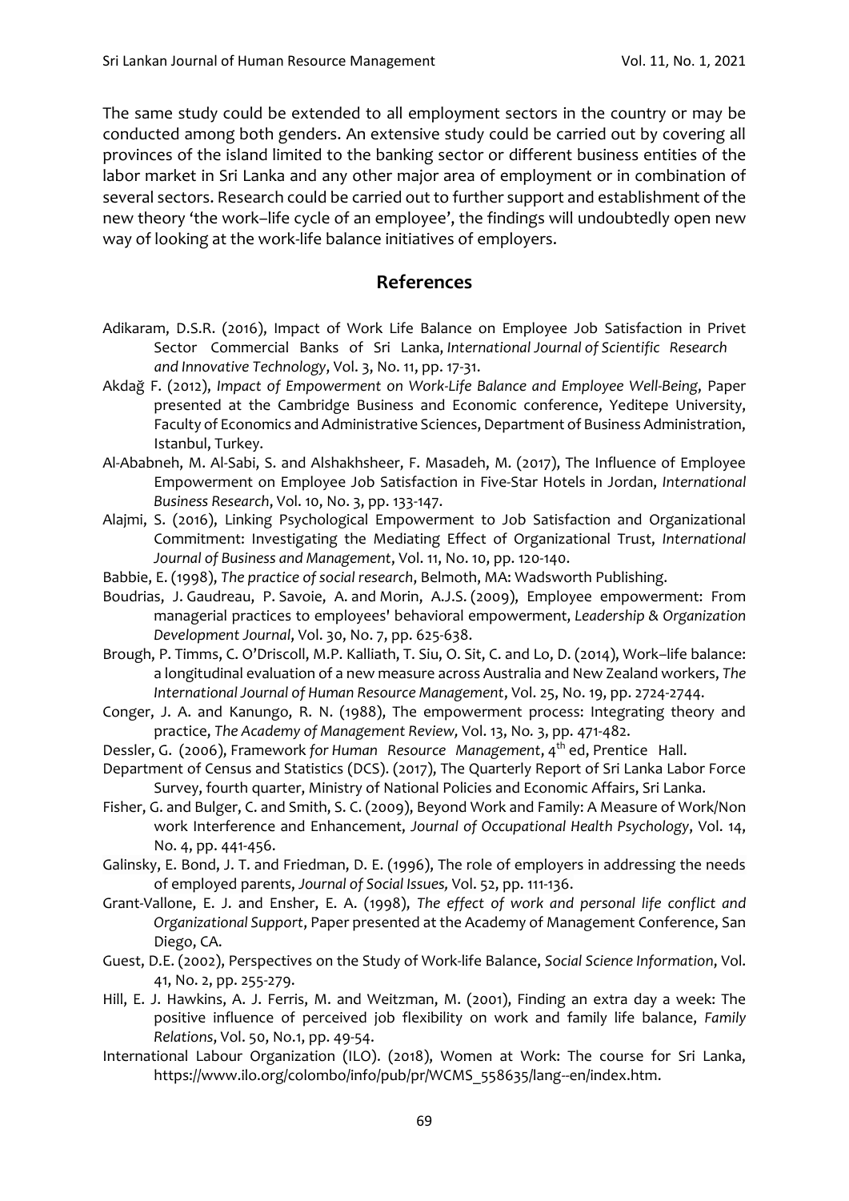The same study could be extended to all employment sectors in the country or may be conducted among both genders. An extensive study could be carried out by covering all provinces of the island limited to the banking sector or different business entities of the labor market in Sri Lanka and any other major area of employment or in combination of several sectors. Research could be carried out to further support and establishment of the new theory 'the work–life cycle of an employee', the findings will undoubtedly open new way of looking at the work-life balance initiatives of employers.

## References

Adikaram, D.S.R. (2016), Impact of Work Life Balance on Employee Job Satisfaction in Privet Sector Commercial Banks of Sri Lanka, *International Journal of Scientific Research and Innovative Technology*, Vol. 3, No. 11, pp. 17-31.

Akdağ F. (2012), *Impact of Empowerment on Work-Life Balance and Employee Well-Being*, Paper presented at the Cambridge Business and Economic conference, Yeditepe University, Faculty of Economics and Administrative Sciences, Department of Business Administration, Istanbul, Turkey.

Al-Ababneh, M. Al-Sabi, S. and Alshakhsheer, F. Masadeh, M. (2017), The Influence of Employee Empowerment on Employee Job Satisfaction in Five-Star Hotels in Jordan, *International Business Research*, Vol. 10, No. 3, pp. 133-147.

Alajmi, S. (2016), Linking Psychological Empowerment to Job Satisfaction and Organizational Commitment: Investigating the Mediating Effect of Organizational Trust, *International Journal of Business and Management*, Vol. 11, No. 10, pp. 120-140.

Babbie, E. (1998), *The practice of social research*, Belmoth, MA: Wadsworth Publishing.

Boudrias, J. Gaudreau, P. Savoie, A. and Morin, A.J.S. (2009), Employee empowerment: From managerial practices to employees' behavioral empowerment, *Leadership & Organization Development Journal*, Vol. 30, No. 7, pp. 625-638.

Brough, P. Timms, C. O'Driscoll, M.P. Kalliath, T. Siu, O. Sit, C. and Lo, D. (2014), Work–life balance: a longitudinal evaluation of a new measure across Australia and New Zealand workers, *The International Journal of Human Resource Management*, Vol. 25, No. 19, pp. 2724-2744.

Conger, J. A. and Kanungo, R. N. (1988), The empowerment process: Integrating theory and practice, *The Academy of Management Review*, Vol. 13, No. 3, pp. 471-482.

Dessler, G. (2006), Framework *for Human Resource Management*, 4th ed, Prentice Hall.

Department of Census and Statistics (DCS). (2017), The Quarterly Report of Sri Lanka Labor Force Survey, fourth quarter, Ministry of National Policies and Economic Affairs, Sri Lanka.

Fisher, G. and Bulger, C. and Smith, S. C. (2009), Beyond Work and Family: A Measure of Work/Non work Interference and Enhancement, *Journal of Occupational Health Psychology*, Vol. 14, No. 4, pp. 441-456.

Galinsky, E. Bond, J. T. and Friedman, D. E. (1996), The role of employers in addressing the needs of employed parents, *Journal of Social Issues*, Vol. 52, pp. 111-136.

Grant-Vallone, E. J. and Ensher, E. A. (1998), *The effect of work and personal life conflict and Organizational Support*, Paper presented at the Academy of Management Conference, San Diego, CA.

Guest, D.E. (2002), Perspectives on the Study of Work-life Balance, *Social Science Information*, Vol. 41, No. 2, pp. 255-279.

Hill, E. J. Hawkins, A. J. Ferris, M. and Weitzman, M. (2001), Finding an extra day a week: The positive influence of perceived job flexibility on work and family life balance, *Family Relations*, Vol. 50, No.1, pp. 49-54.

International Labour Organization (ILO). (2018), Women at Work: The course for Sri Lanka, https://www.ilo.org/colombo/info/pub/pr/WCMS_558635/lang--en/index.htm.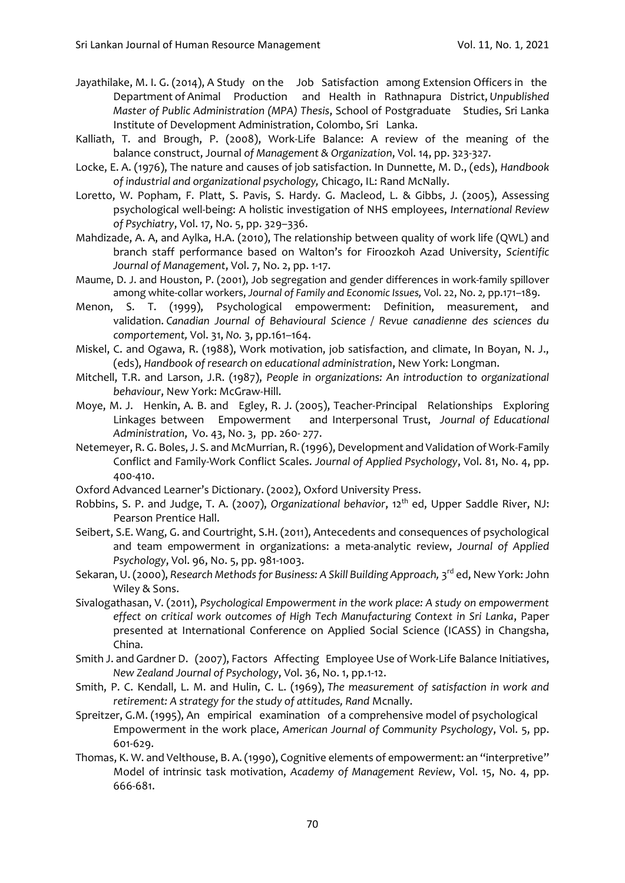Jayathilake, M. I. G. (2014), A Study on the Job Satisfaction among Extension Officers in the Department of Animal Production and Health in Rathnapura District, *Unpublished Master of Public Administration (MPA) Thesis*, School of Postgraduate Studies, Sri Lanka Institute of Development Administration, Colombo, Sri Lanka.

Kalliath, T. and Brough, P. (2008), Work-Life Balance: A review of the meaning of the balance construct, Journal *of Management & Organization*, Vol. 14, pp. 323-327.

Locke, E. A. (1976), The nature and causes of job satisfaction. In Dunnette, M. D., (eds), *Handbook of industrial and organizational psychology,* Chicago, IL: Rand McNally.

Loretto, W. Popham, F. Platt, S. Pavis, S. Hardy. G. Macleod, L. & Gibbs, J. (2005), Assessing psychological well-being: A holistic investigation of NHS employees, *International Review of Psychiatry*, Vol. 17, No. 5, pp. 329–336.

Mahdizade, A. A, and Aylka, H.A. (2010), The relationship between quality of work life (QWL) and branch staff performance based on Walton's for Firoozkoh Azad University, *Scientific Journal of Management*, Vol. 7, No. 2, pp. 1-17.

Maume, D. J. and Houston, P. (2001), Job segregation and gender differences in work-family spillover among white-collar workers, *Journal of Family and Economic Issues,* Vol. 22, No. 2*,* pp.171–189.

Menon, S. T. (1999), Psychological empowerment: Definition, measurement, and validation. *Canadian Journal of Behavioural Science / Revue canadienne des sciences du comportement,* Vol. 31, *No.* 3, pp.161–164.

Miskel, C. and Ogawa, R. (1988), Work motivation, job satisfaction, and climate, In Boyan, N. J., (eds), *Handbook of research on educational administration*, New York: Longman.

Mitchell, T.R. and Larson, J.R. (1987), *People in organizations: An introduction to organizational behaviour*, New York: McGraw-Hill.

Moye, M. J. Henkin, A. B. and Egley, R. J. (2005), Teacher-Principal Relationships Exploring Linkages between Empowerment and Interpersonal Trust, *Journal of Educational Administration*, Vo. 43, No. 3, pp. 260- 277.

Netemeyer, R. G. Boles, J. S. and McMurrian, R. (1996), Development and Validation of Work-Family Conflict and Family-Work Conflict Scales. *Journal of Applied Psychology*, Vol. 81, No. 4, pp. 400-410.

Oxford Advanced Learner's Dictionary. (2002), Oxford University Press.

Robbins, S. P. and Judge, T. A. (2007), *Organizational behavior*, 12th ed, Upper Saddle River, NJ: Pearson Prentice Hall.

Seibert, S.E. Wang, G. and Courtright, S.H. (2011), Antecedents and consequences of psychological and team empowerment in organizations: a meta-analytic review, *Journal of Applied Psychology*, Vol. 96, No. 5, pp. 981-1003.

Sekaran, U. (2000), *Research Methods for Business: A Skill Building Approach,* 3rd ed, New York: John Wiley & Sons.

Sivalogathasan, V. (2011), *Psychological Empowerment in the work place: A study on empowerment effect on critical work outcomes of High Tech Manufacturing Context in Sri Lanka*, Paper presented at International Conference on Applied Social Science (ICASS) in Changsha, China.

Smith J. and Gardner D. (2007), Factors Affecting Employee Use of Work-Life Balance Initiatives, *New Zealand Journal of Psychology*, Vol. 36, No. 1, pp.1-12.

Smith, P. C. Kendall, L. M. and Hulin, C. L. (1969), *The measurement of satisfaction in work and retirement: A strategy for the study of attitudes, Rand* Mcnally.

Spreitzer, G.M. (1995), An empirical examination of a comprehensive model of psychological Empowerment in the work place, *American Journal of Community Psychology*, Vol. 5, pp. 601-629.

Thomas, K. W. and Velthouse, B. A. (1990), Cognitive elements of empowerment: an "interpretive" Model of intrinsic task motivation, *Academy of Management Review*, Vol. 15, No. 4, pp. 666-681.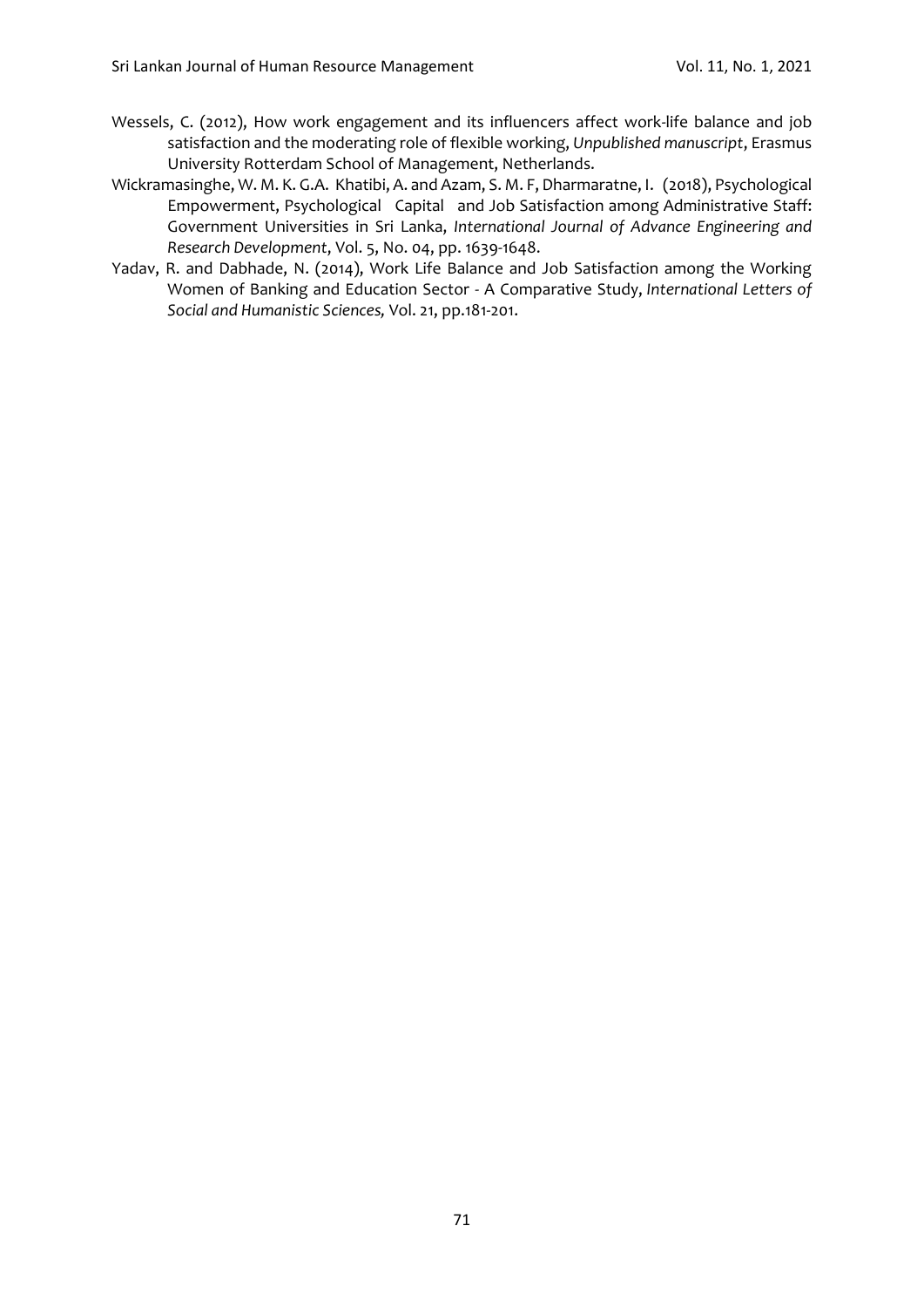Wessels, C. (2012), How work engagement and its influencers affect work-life balance and job satisfaction and the moderating role of flexible working, *Unpublished manuscript*, Erasmus University Rotterdam School of Management, Netherlands.

Wickramasinghe, W. M. K. G.A. Khatibi, A. and Azam, S. M. F, Dharmaratne, I. (2018), Psychological Empowerment, Psychological Capital and Job Satisfaction among Administrative Staff: Government Universities in Sri Lanka, *International Journal of Advance Engineering and Research Development*, Vol. 5, No. 04, pp. 1639-1648.

Yadav, R. and Dabhade, N. (2014), Work Life Balance and Job Satisfaction among the Working Women of Banking and Education Sector - A Comparative Study, *International Letters of Social and Humanistic Sciences,* Vol. 21, pp.181-201.